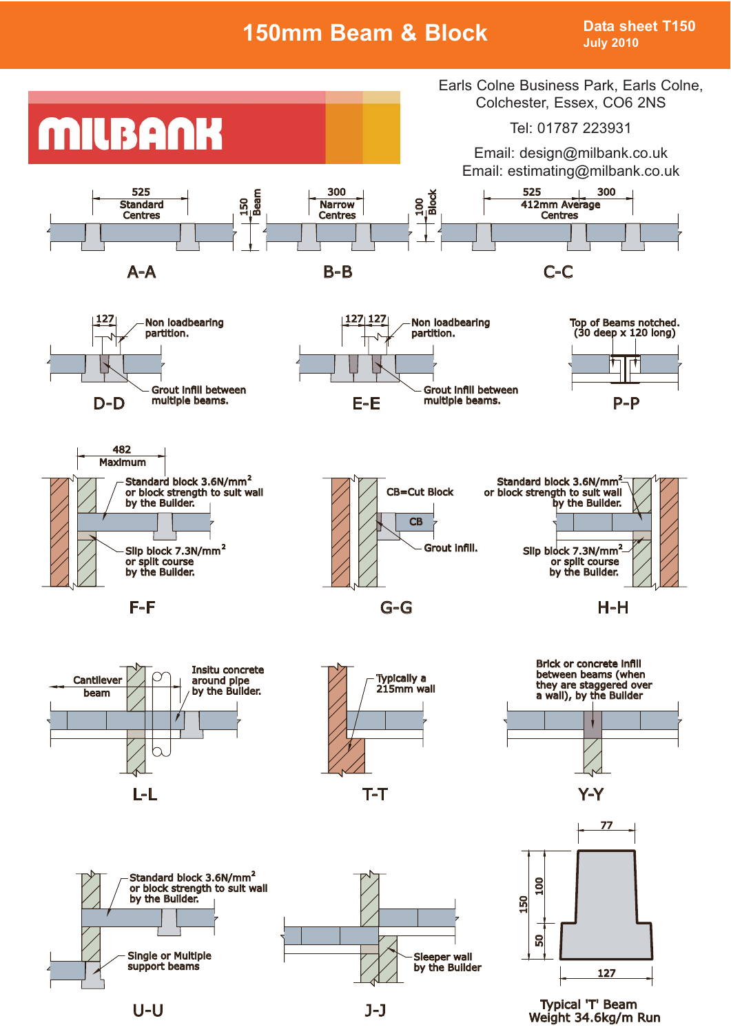# 150mm Beam & Block

**Data sheet T150**
**July 2010**

MILBANK

Earls Colne Business Park, Earls Colne, Colchester, Essex, CO6 2NS

Tel: 01787 223931

Email: design@milbank.co.uk
Email: estimating@milbank.co.uk

**A-A**
525 Standard Centres
150 Beam

**B-B**
300 Narrow Centres
100 Block

**C-C**
525 | 300
412mm Average Centres

**D-D**
127
Non loadbearing partition.
Grout infill between multiple beams.

**E-E**
127 | 127
Non loadbearing partition.
Grout infill between multiple beams.

**P-P**
Top of Beams notched. (30 deep x 120 long)

**F-F**
482 Maximum
Standard block 3.6N/mm² or block strength to suit wall by the Builder.
Slip block 7.3N/mm² or split course by the Builder.

**G-G**
CB=Cut Block
CB
Grout infill.

**H-H**
Standard block 3.6N/mm² or block strength to suit wall by the Builder.
Slip block 7.3N/mm² or split course by the Builder.

**L-L**
Cantilever beam
Insitu concrete around pipe by the Builder.

**T-T**
Typically a 215mm wall

**Y-Y**
Brick or concrete infill between beams (when they are staggered over a wall), by the Builder

**U-U**
Standard block 3.6N/mm² or block strength to suit wall by the Builder.
Single or Multiple support beams

**J-J**
Sleeper wall by the Builder

**Typical 'T' Beam**
**Weight 34.6kg/m Run**
77
150 | 100 | 50
127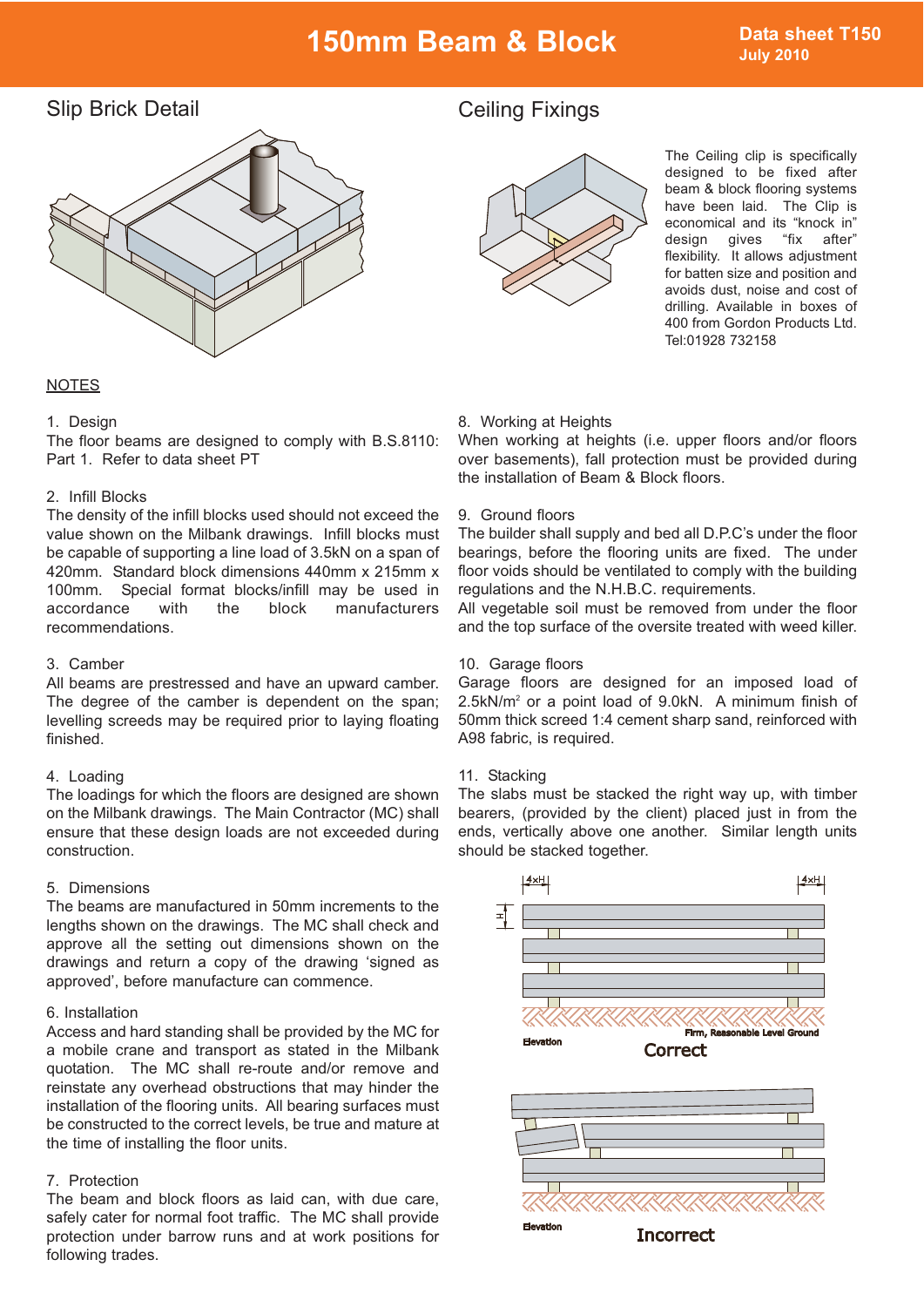# 150mm Beam & Block

Data sheet T150
July 2010

## Slip Brick Detail

## Ceiling Fixings

The Ceiling clip is specifically designed to be fixed after beam & block flooring systems have been laid. The Clip is economical and its "knock in" design gives "fix after" flexibility. It allows adjustment for batten size and position and avoids dust, noise and cost of drilling. Available in boxes of 400 from Gordon Products Ltd. Tel:01928 732158

## NOTES

1. Design
The floor beams are designed to comply with B.S.8110: Part 1. Refer to data sheet PT

2. Infill Blocks
The density of the infill blocks used should not exceed the value shown on the Milbank drawings. Infill blocks must be capable of supporting a line load of 3.5kN on a span of 420mm. Standard block dimensions 440mm x 215mm x 100mm. Special format blocks/infill may be used in accordance with the block manufacturers recommendations.

3. Camber
All beams are prestressed and have an upward camber. The degree of the camber is dependent on the span; levelling screeds may be required prior to laying floating finished.

4. Loading
The loadings for which the floors are designed are shown on the Milbank drawings. The Main Contractor (MC) shall ensure that these design loads are not exceeded during construction.

5. Dimensions
The beams are manufactured in 50mm increments to the lengths shown on the drawings. The MC shall check and approve all the setting out dimensions shown on the drawings and return a copy of the drawing 'signed as approved', before manufacture can commence.

6. Installation
Access and hard standing shall be provided by the MC for a mobile crane and transport as stated in the Milbank quotation. The MC shall re-route and/or remove and reinstate any overhead obstructions that may hinder the installation of the flooring units. All bearing surfaces must be constructed to the correct levels, be true and mature at the time of installing the floor units.

7. Protection
The beam and block floors as laid can, with due care, safely cater for normal foot traffic. The MC shall provide protection under barrow runs and at work positions for following trades.

8. Working at Heights
When working at heights (i.e. upper floors and/or floors over basements), fall protection must be provided during the installation of Beam & Block floors.

9. Ground floors
The builder shall supply and bed all D.P.C's under the floor bearings, before the flooring units are fixed. The under floor voids should be ventilated to comply with the building regulations and the N.H.B.C. requirements.
All vegetable soil must be removed from under the floor and the top surface of the oversite treated with weed killer.

10. Garage floors
Garage floors are designed for an imposed load of 2.5kN/m$^2$ or a point load of 9.0kN. A minimum finish of 50mm thick screed 1:4 cement sharp sand, reinforced with A98 fabric, is required.

11. Stacking
The slabs must be stacked the right way up, with timber bearers, (provided by the client) placed just in from the ends, vertically above one another. Similar length units should be stacked together.

4xH
4xH
H
Elevation
Firm, Reasonable Level Ground
Correct

Elevation
Incorrect